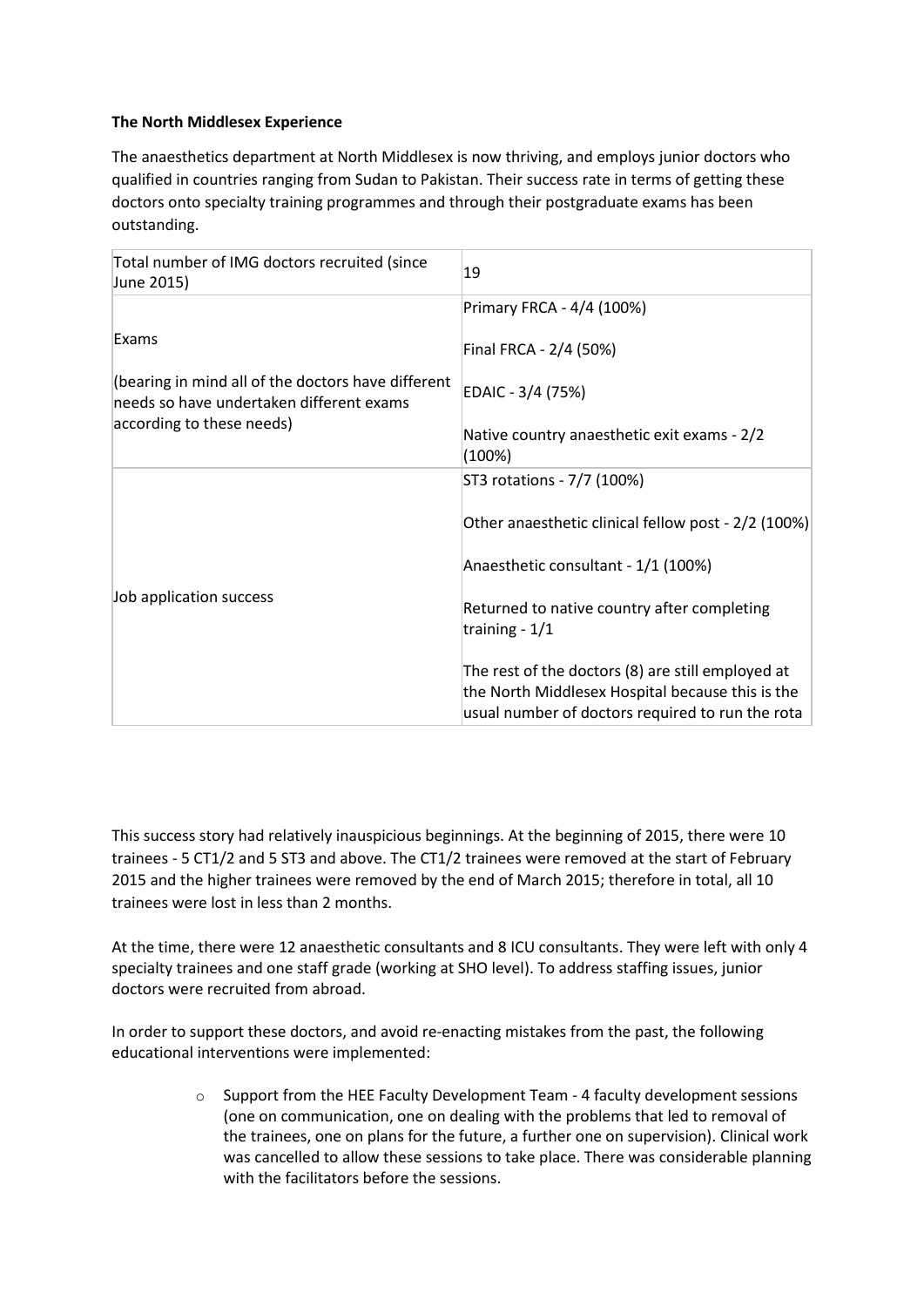**The North Middlesex Experience**

The anaesthetics department at North Middlesex is now thriving, and employs junior doctors who qualified in countries ranging from Sudan to Pakistan. Their success rate in terms of getting these doctors onto specialty training programmes and through their postgraduate exams has been outstanding.

| | |
|---|---|
| Total number of IMG doctors recruited (since June 2015) | 19 |
| Exams<br><br>(bearing in mind all of the doctors have different needs so have undertaken different exams according to these needs) | Primary FRCA - 4/4 (100%)<br><br>Final FRCA - 2/4 (50%)<br><br>EDAIC - 3/4 (75%)<br><br>Native country anaesthetic exit exams - 2/2 (100%) |
| Job application success | ST3 rotations - 7/7 (100%)<br><br>Other anaesthetic clinical fellow post - 2/2 (100%)<br><br>Anaesthetic consultant - 1/1 (100%)<br><br>Returned to native country after completing training - 1/1<br><br>The rest of the doctors (8) are still employed at the North Middlesex Hospital because this is the usual number of doctors required to run the rota |

This success story had relatively inauspicious beginnings. At the beginning of 2015, there were 10 trainees - 5 CT1/2 and 5 ST3 and above. The CT1/2 trainees were removed at the start of February 2015 and the higher trainees were removed by the end of March 2015; therefore in total, all 10 trainees were lost in less than 2 months.

At the time, there were 12 anaesthetic consultants and 8 ICU consultants. They were left with only 4 specialty trainees and one staff grade (working at SHO level). To address staffing issues, junior doctors were recruited from abroad.

In order to support these doctors, and avoid re-enacting mistakes from the past, the following educational interventions were implemented:

- Support from the HEE Faculty Development Team - 4 faculty development sessions (one on communication, one on dealing with the problems that led to removal of the trainees, one on plans for the future, a further one on supervision). Clinical work was cancelled to allow these sessions to take place. There was considerable planning with the facilitators before the sessions.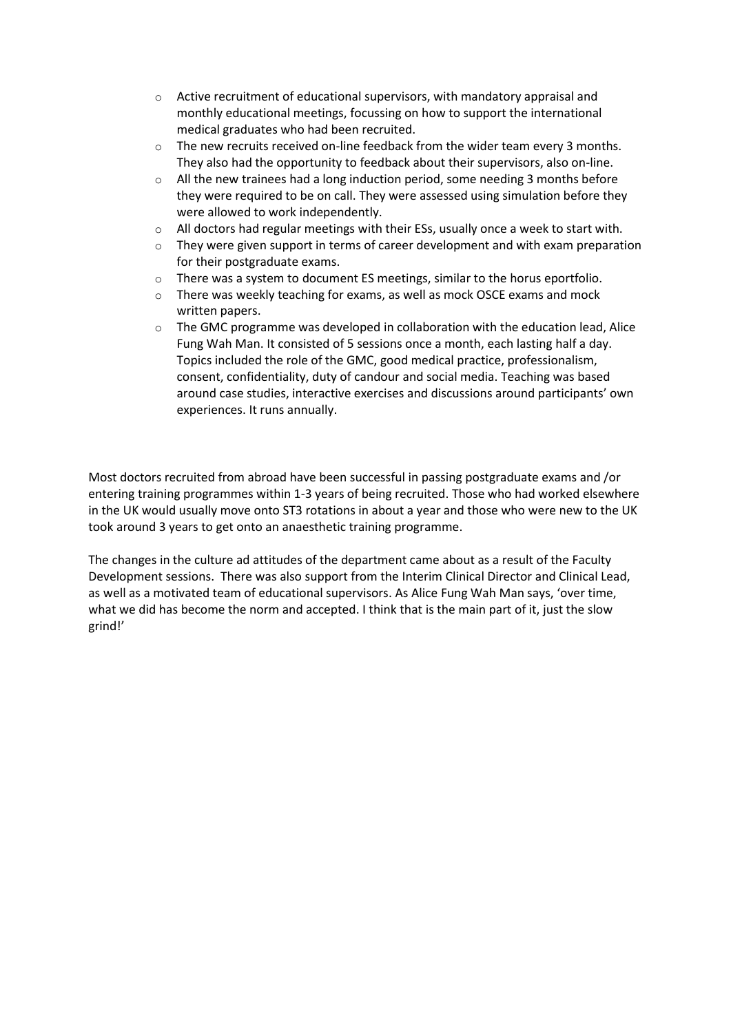- Active recruitment of educational supervisors, with mandatory appraisal and monthly educational meetings, focussing on how to support the international medical graduates who had been recruited.
- The new recruits received on-line feedback from the wider team every 3 months. They also had the opportunity to feedback about their supervisors, also on-line.
- All the new trainees had a long induction period, some needing 3 months before they were required to be on call. They were assessed using simulation before they were allowed to work independently.
- All doctors had regular meetings with their ESs, usually once a week to start with.
- They were given support in terms of career development and with exam preparation for their postgraduate exams.
- There was a system to document ES meetings, similar to the horus eportfolio.
- There was weekly teaching for exams, as well as mock OSCE exams and mock written papers.
- The GMC programme was developed in collaboration with the education lead, Alice Fung Wah Man. It consisted of 5 sessions once a month, each lasting half a day. Topics included the role of the GMC, good medical practice, professionalism, consent, confidentiality, duty of candour and social media. Teaching was based around case studies, interactive exercises and discussions around participants' own experiences. It runs annually.

Most doctors recruited from abroad have been successful in passing postgraduate exams and /or entering training programmes within 1-3 years of being recruited. Those who had worked elsewhere in the UK would usually move onto ST3 rotations in about a year and those who were new to the UK took around 3 years to get onto an anaesthetic training programme.

The changes in the culture ad attitudes of the department came about as a result of the Faculty Development sessions. There was also support from the Interim Clinical Director and Clinical Lead, as well as a motivated team of educational supervisors. As Alice Fung Wah Man says, 'over time, what we did has become the norm and accepted. I think that is the main part of it, just the slow grind!'